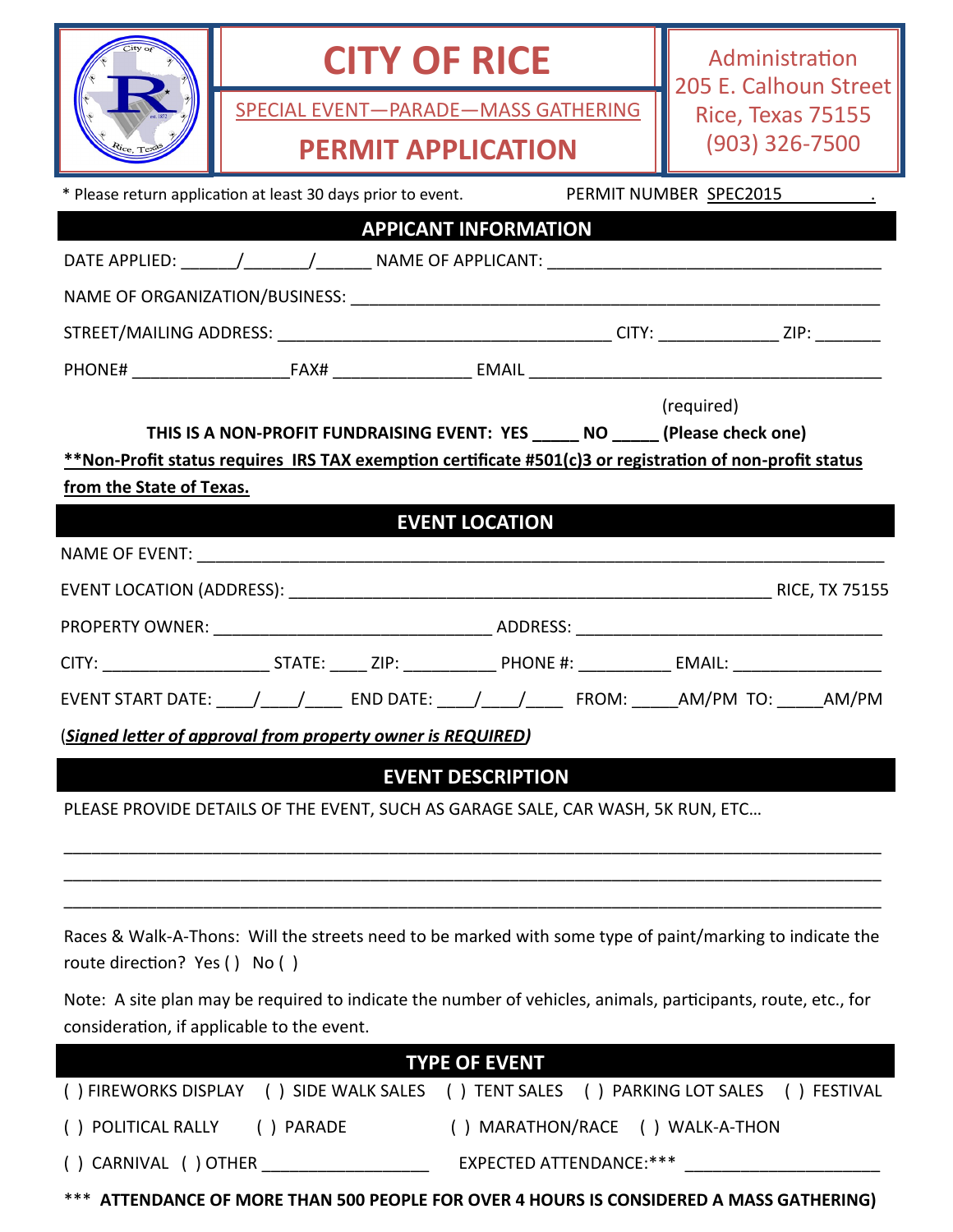# CITY OF RICE

SPECIAL EVENT—PARADE—MASS GATHERING

## PERMIT APPLICATION

Administration
205 E. Calhoun Street
Rice, Texas 75155
(903) 326-7500

* Please return application at least 30 days prior to event. PERMIT NUMBER SPEC2015__________.

## APPICANT INFORMATION

DATE APPLIED: ______/_______/______ NAME OF APPLICANT: ___________________________________

NAME OF ORGANIZATION/BUSINESS: ______________________________________________________________

STREET/MAILING ADDRESS: ____________________________________ CITY: _____________ ZIP: _______

PHONE# _________________FAX# _______________ EMAIL _______________________________________
(required)

**THIS IS A NON-PROFIT FUNDRAISING EVENT: YES _____ NO _____ (Please check one)**

**__**Non-Profit status requires IRS TAX exemption certificate #501(c)3 or registration of non-profit status from the State of Texas.__**

## EVENT LOCATION

NAME OF EVENT: ______________________________________________________________________________

EVENT LOCATION (ADDRESS): _____________________________________________________ RICE, TX 75155

PROPERTY OWNER: ______________________________ ADDRESS: _________________________________

CITY: __________________ STATE: ____ ZIP: __________ PHONE #: __________ EMAIL: ________________

EVENT START DATE: ____/____/____ END DATE: ____/____/____ FROM: _____AM/PM TO: _____AM/PM

(***__Signed letter of approval from property owner is REQUIRED__***)

## EVENT DESCRIPTION

PLEASE PROVIDE DETAILS OF THE EVENT, SUCH AS GARAGE SALE, CAR WASH, 5K RUN, ETC…

______________________________________________________________________________________________
______________________________________________________________________________________________
______________________________________________________________________________________________

Races & Walk-A-Thons: Will the streets need to be marked with some type of paint/marking to indicate the route direction? Yes ( ) No ( )

Note: A site plan may be required to indicate the number of vehicles, animals, participants, route, etc., for consideration, if applicable to the event.

## TYPE OF EVENT

( ) FIREWORKS DISPLAY ( ) SIDE WALK SALES ( ) TENT SALES ( ) PARKING LOT SALES ( ) FESTIVAL

( ) POLITICAL RALLY ( ) PARADE ( ) MARATHON/RACE ( ) WALK-A-THON

( ) CARNIVAL ( ) OTHER __________________ EXPECTED ATTENDANCE:*** _____________________

*** **ATTENDANCE OF MORE THAN 500 PEOPLE FOR OVER 4 HOURS IS CONSIDERED A MASS GATHERING)**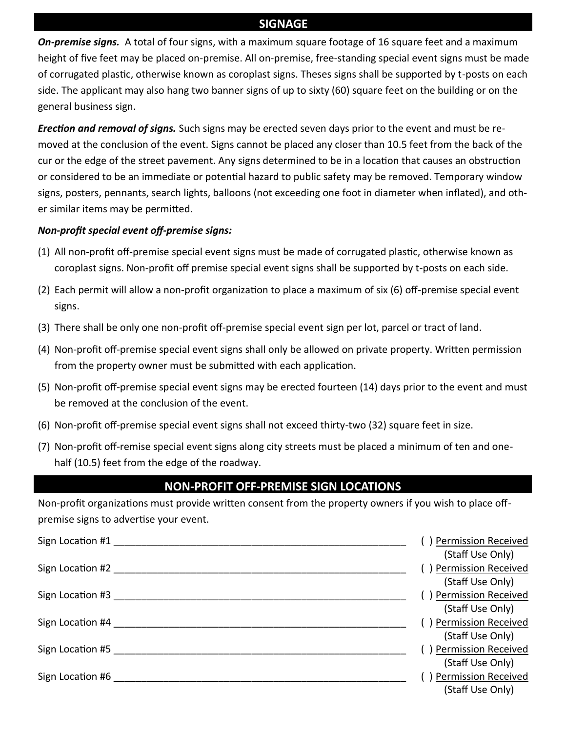## SIGNAGE

***On-premise signs.*** A total of four signs, with a maximum square footage of 16 square feet and a maximum height of five feet may be placed on-premise. All on-premise, free-standing special event signs must be made of corrugated plastic, otherwise known as coroplast signs. Theses signs shall be supported by t-posts on each side. The applicant may also hang two banner signs of up to sixty (60) square feet on the building or on the general business sign.

***Erection and removal of signs.*** Such signs may be erected seven days prior to the event and must be removed at the conclusion of the event. Signs cannot be placed any closer than 10.5 feet from the back of the cur or the edge of the street pavement. Any signs determined to be in a location that causes an obstruction or considered to be an immediate or potential hazard to public safety may be removed. Temporary window signs, posters, pennants, search lights, balloons (not exceeding one foot in diameter when inflated), and other similar items may be permitted.

***Non-profit special event off-premise signs:***

(1) All non-profit off-premise special event signs must be made of corrugated plastic, otherwise known as coroplast signs. Non-profit off premise special event signs shall be supported by t-posts on each side.

(2) Each permit will allow a non-profit organization to place a maximum of six (6) off-premise special event signs.

(3) There shall be only one non-profit off-premise special event sign per lot, parcel or tract of land.

(4) Non-profit off-premise special event signs shall only be allowed on private property. Written permission from the property owner must be submitted with each application.

(5) Non-profit off-premise special event signs may be erected fourteen (14) days prior to the event and must be removed at the conclusion of the event.

(6) Non-profit off-premise special event signs shall not exceed thirty-two (32) square feet in size.

(7) Non-profit off-remise special event signs along city streets must be placed a minimum of ten and one-half (10.5) feet from the edge of the roadway.

## NON-PROFIT OFF-PREMISE SIGN LOCATIONS

Non-profit organizations must provide written consent from the property owners if you wish to place off-premise signs to advertise your event.

Sign Location #1 ________________________________________ ( ) Permission Received (Staff Use Only)

Sign Location #2 ________________________________________ ( ) Permission Received (Staff Use Only)

Sign Location #3 ________________________________________ ( ) Permission Received (Staff Use Only)

Sign Location #4 ________________________________________ ( ) Permission Received (Staff Use Only)

Sign Location #5 ________________________________________ ( ) Permission Received (Staff Use Only)

Sign Location #6 ________________________________________ ( ) Permission Received (Staff Use Only)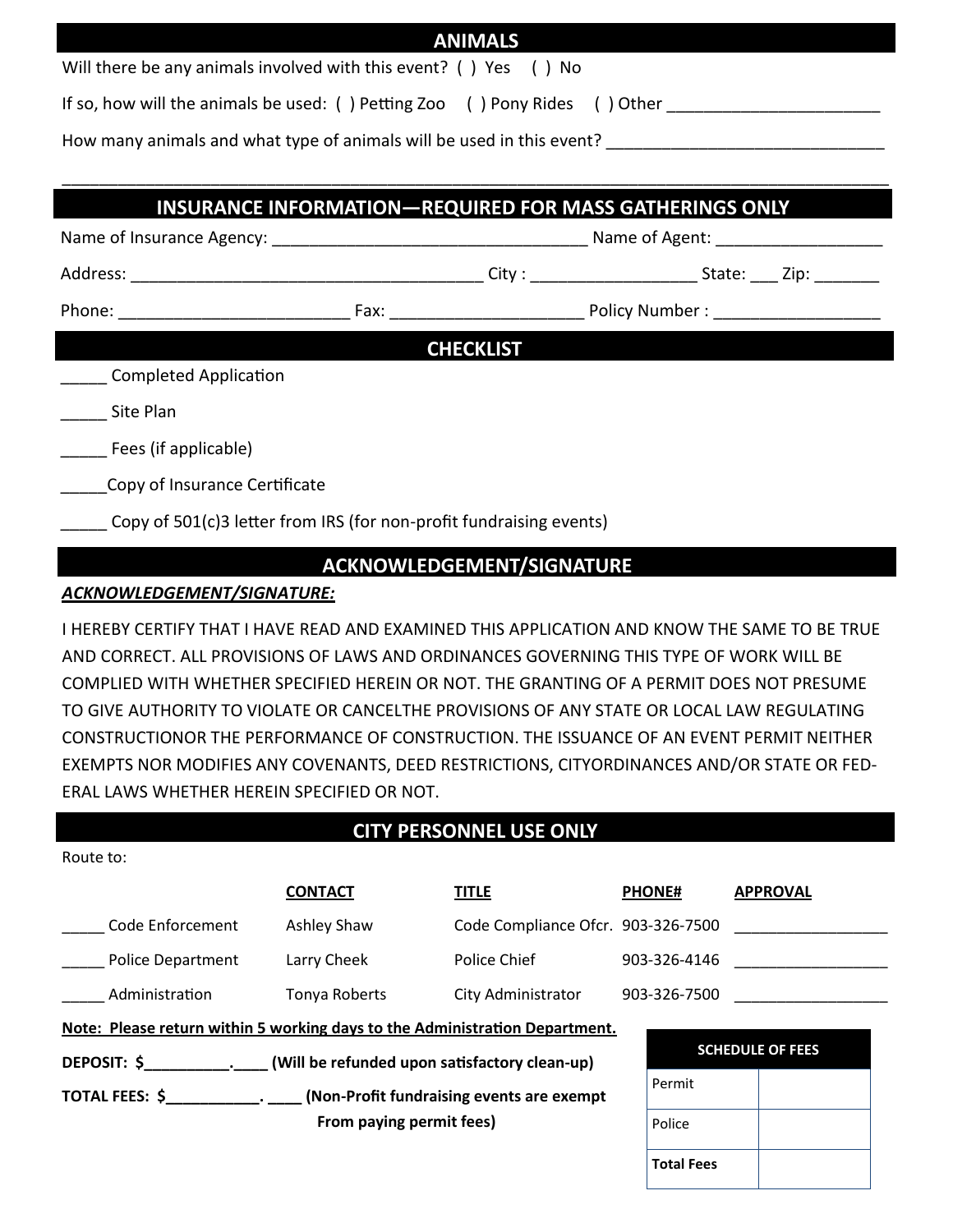## ANIMALS

Will there be any animals involved with this event? ( ) Yes ( ) No

If so, how will the animals be used: ( ) Petting Zoo ( ) Pony Rides ( ) Other _______________________

How many animals and what type of animals will be used in this event? ______________________________

_____________________________________________________________________________________

## INSURANCE INFORMATION—REQUIRED FOR MASS GATHERINGS ONLY

Name of Insurance Agency: __________________________________ Name of Agent: __________________

Address: ______________________________________ City : __________________ State: ___ Zip: _______

Phone: _________________________ Fax: ____________________ Policy Number : __________________

## CHECKLIST

_____ Completed Application

_____ Site Plan

_____ Fees (if applicable)

_____Copy of Insurance Certificate

_____ Copy of 501(c)3 letter from IRS (for non-profit fundraising events)

## ACKNOWLEDGEMENT/SIGNATURE

***ACKNOWLEDGEMENT/SIGNATURE:***

I HEREBY CERTIFY THAT I HAVE READ AND EXAMINED THIS APPLICATION AND KNOW THE SAME TO BE TRUE AND CORRECT. ALL PROVISIONS OF LAWS AND ORDINANCES GOVERNING THIS TYPE OF WORK WILL BE COMPLIED WITH WHETHER SPECIFIED HEREIN OR NOT. THE GRANTING OF A PERMIT DOES NOT PRESUME TO GIVE AUTHORITY TO VIOLATE OR CANCELTHE PROVISIONS OF ANY STATE OR LOCAL LAW REGULATING CONSTRUCTIONOR THE PERFORMANCE OF CONSTRUCTION. THE ISSUANCE OF AN EVENT PERMIT NEITHER EXEMPTS NOR MODIFIES ANY COVENANTS, DEED RESTRICTIONS, CITYORDINANCES AND/OR STATE OR FEDERAL LAWS WHETHER HEREIN SPECIFIED OR NOT.

## CITY PERSONNEL USE ONLY

Route to:

| | CONTACT | TITLE | PHONE# | APPROVAL |
|---|---|---|---|---|
| _____ Code Enforcement | Ashley Shaw | Code Compliance Ofcr. | 903-326-7500 | __________________ |
| _____ Police Department | Larry Cheek | Police Chief | 903-326-4146 | __________________ |
| _____ Administration | Tonya Roberts | City Administrator | 903-326-7500 | __________________ |

**Note: Please return within 5 working days to the Administration Department.**

**DEPOSIT: $__________.____ (Will be refunded upon satisfactory clean-up)**

**TOTAL FEES: $___________. ____ (Non-Profit fundraising events are exempt From paying permit fees)**

| SCHEDULE OF FEES | |
|---|---|
| Permit | |
| Police | |
| **Total Fees** | |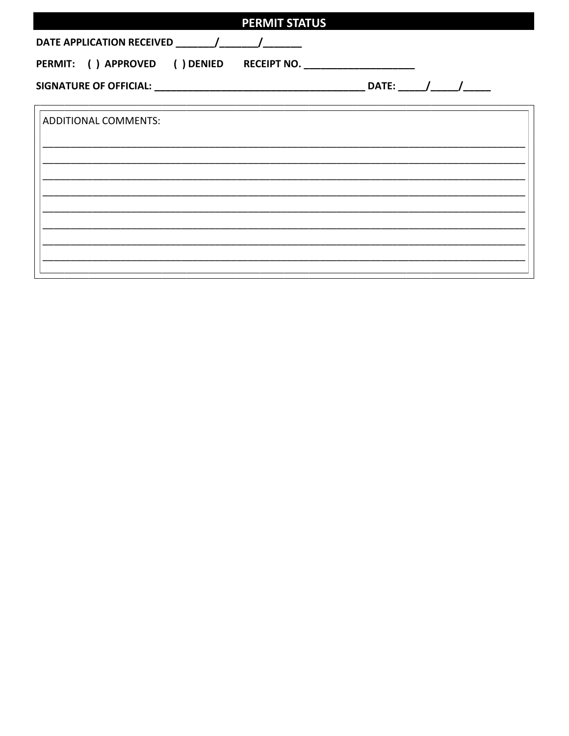## PERMIT STATUS

**DATE APPLICATION RECEIVED _______/_______/_______**

**PERMIT: ( ) APPROVED ( ) DENIED RECEIPT NO. ____________________**

**SIGNATURE OF OFFICIAL: _____________________________________ DATE: _____/_____/_____**

ADDITIONAL COMMENTS:

________________________________________________________________________________________________

________________________________________________________________________________________________

________________________________________________________________________________________________

________________________________________________________________________________________________

________________________________________________________________________________________________

________________________________________________________________________________________________

________________________________________________________________________________________________

________________________________________________________________________________________________